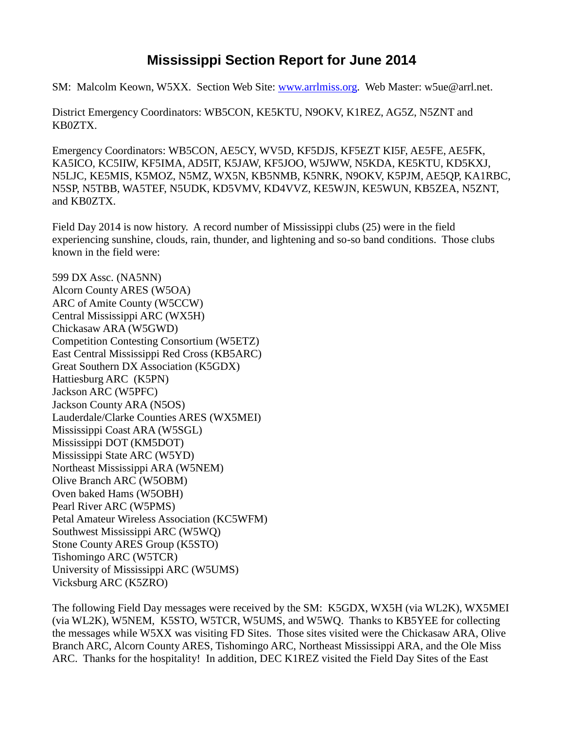# Mississippi Section Report for June 2014

SM: Malcolm Keown, W5XX. Section Web Site: [www.arrlmiss.org](http://www.arrlmiss.org). Web Master: w5ue@arrl.net.

District Emergency Coordinators: WB5CON, KE5KTU, N9OKV, K1REZ, AG5Z, N5ZNT and KB0ZTX.

Emergency Coordinators: WB5CON, AE5CY, WV5D, KF5DJS, KF5EZT KI5F, AE5FE, AE5FK, KA5ICO, KC5IIW, KF5IMA, AD5IT, K5JAW, KF5JOO, W5JWW, N5KDA, KE5KTU, KD5KXJ, N5LJC, KE5MIS, K5MOZ, N5MZ, WX5N, KB5NMB, K5NRK, N9OKV, K5PJM, AE5QP, KA1RBC, N5SP, N5TBB, WA5TEF, N5UDK, KD5VMV, KD4VVZ, KE5WJN, KE5WUN, KB5ZEA, N5ZNT, and KB0ZTX.

Field Day 2014 is now history. A record number of Mississippi clubs (25) were in the field experiencing sunshine, clouds, rain, thunder, and lightening and so-so band conditions. Those clubs known in the field were:

599 DX Assc. (NA5NN)  
Alcorn County ARES (W5OA)  
ARC of Amite County (W5CCW)  
Central Mississippi ARC (WX5H)  
Chickasaw ARA (W5GWD)  
Competition Contesting Consortium (W5ETZ)  
East Central Mississippi Red Cross (KB5ARC)  
Great Southern DX Association (K5GDX)  
Hattiesburg ARC (K5PN)  
Jackson ARC (W5PFC)  
Jackson County ARA (N5OS)  
Lauderdale/Clarke Counties ARES (WX5MEI)  
Mississippi Coast ARA (W5SGL)  
Mississippi DOT (KM5DOT)  
Mississippi State ARC (W5YD)  
Northeast Mississippi ARA (W5NEM)  
Olive Branch ARC (W5OBM)  
Oven baked Hams (W5OBH)  
Pearl River ARC (W5PMS)  
Petal Amateur Wireless Association (KC5WFM)  
Southwest Mississippi ARC (W5WQ)  
Stone County ARES Group (K5STO)  
Tishomingo ARC (W5TCR)  
University of Mississippi ARC (W5UMS)  
Vicksburg ARC (K5ZRO)

The following Field Day messages were received by the SM: K5GDX, WX5H (via WL2K), WX5MEI (via WL2K), W5NEM, K5STO, W5TCR, W5UMS, and W5WQ. Thanks to KB5YEE for collecting the messages while W5XX was visiting FD Sites. Those sites visited were the Chickasaw ARA, Olive Branch ARC, Alcorn County ARES, Tishomingo ARC, Northeast Mississippi ARA, and the Ole Miss ARC. Thanks for the hospitality! In addition, DEC K1REZ visited the Field Day Sites of the East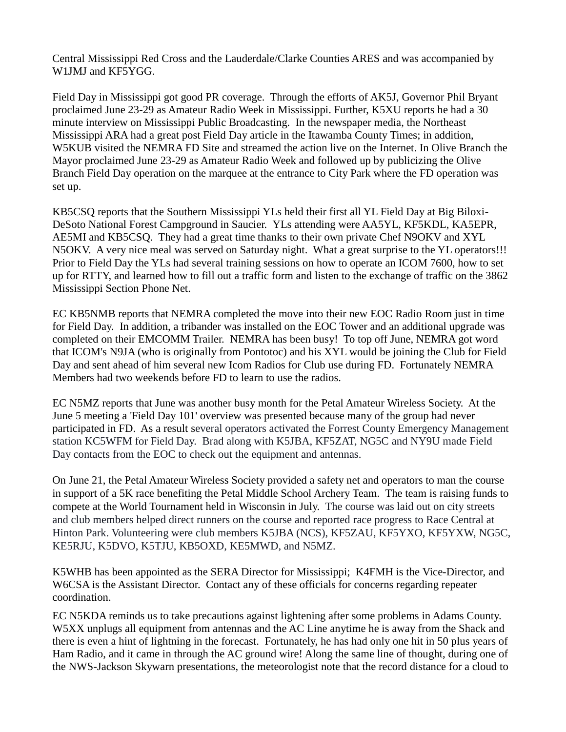Central Mississippi Red Cross and the Lauderdale/Clarke Counties ARES and was accompanied by W1JMJ and KF5YGG.

Field Day in Mississippi got good PR coverage. Through the efforts of AK5J, Governor Phil Bryant proclaimed June 23-29 as Amateur Radio Week in Mississippi. Further, K5XU reports he had a 30 minute interview on Mississippi Public Broadcasting. In the newspaper media, the Northeast Mississippi ARA had a great post Field Day article in the Itawamba County Times; in addition, W5KUB visited the NEMRA FD Site and streamed the action live on the Internet. In Olive Branch the Mayor proclaimed June 23-29 as Amateur Radio Week and followed up by publicizing the Olive Branch Field Day operation on the marquee at the entrance to City Park where the FD operation was set up.

KB5CSQ reports that the Southern Mississippi YLs held their first all YL Field Day at Big Biloxi-DeSoto National Forest Campground in Saucier. YLs attending were AA5YL, KF5KDL, KA5EPR, AE5MI and KB5CSQ. They had a great time thanks to their own private Chef N9OKV and XYL N5OKV. A very nice meal was served on Saturday night. What a great surprise to the YL operators!!! Prior to Field Day the YLs had several training sessions on how to operate an ICOM 7600, how to set up for RTTY, and learned how to fill out a traffic form and listen to the exchange of traffic on the 3862 Mississippi Section Phone Net.

EC KB5NMB reports that NEMRA completed the move into their new EOC Radio Room just in time for Field Day. In addition, a tribander was installed on the EOC Tower and an additional upgrade was completed on their EMCOMM Trailer. NEMRA has been busy! To top off June, NEMRA got word that ICOM's N9JA (who is originally from Pontotoc) and his XYL would be joining the Club for Field Day and sent ahead of him several new Icom Radios for Club use during FD. Fortunately NEMRA Members had two weekends before FD to learn to use the radios.

EC N5MZ reports that June was another busy month for the Petal Amateur Wireless Society. At the June 5 meeting a 'Field Day 101' overview was presented because many of the group had never participated in FD. As a result several operators activated the Forrest County Emergency Management station KC5WFM for Field Day. Brad along with K5JBA, KF5ZAT, NG5C and NY9U made Field Day contacts from the EOC to check out the equipment and antennas.

On June 21, the Petal Amateur Wireless Society provided a safety net and operators to man the course in support of a 5K race benefiting the Petal Middle School Archery Team. The team is raising funds to compete at the World Tournament held in Wisconsin in July. The course was laid out on city streets and club members helped direct runners on the course and reported race progress to Race Central at Hinton Park. Volunteering were club members K5JBA (NCS), KF5ZAU, KF5YXO, KF5YXW, NG5C, KE5RJU, K5DVO, K5TJU, KB5OXD, KE5MWD, and N5MZ.

K5WHB has been appointed as the SERA Director for Mississippi; K4FMH is the Vice-Director, and W6CSA is the Assistant Director. Contact any of these officials for concerns regarding repeater coordination.

EC N5KDA reminds us to take precautions against lightening after some problems in Adams County. W5XX unplugs all equipment from antennas and the AC Line anytime he is away from the Shack and there is even a hint of lightning in the forecast. Fortunately, he has had only one hit in 50 plus years of Ham Radio, and it came in through the AC ground wire! Along the same line of thought, during one of the NWS-Jackson Skywarn presentations, the meteorologist note that the record distance for a cloud to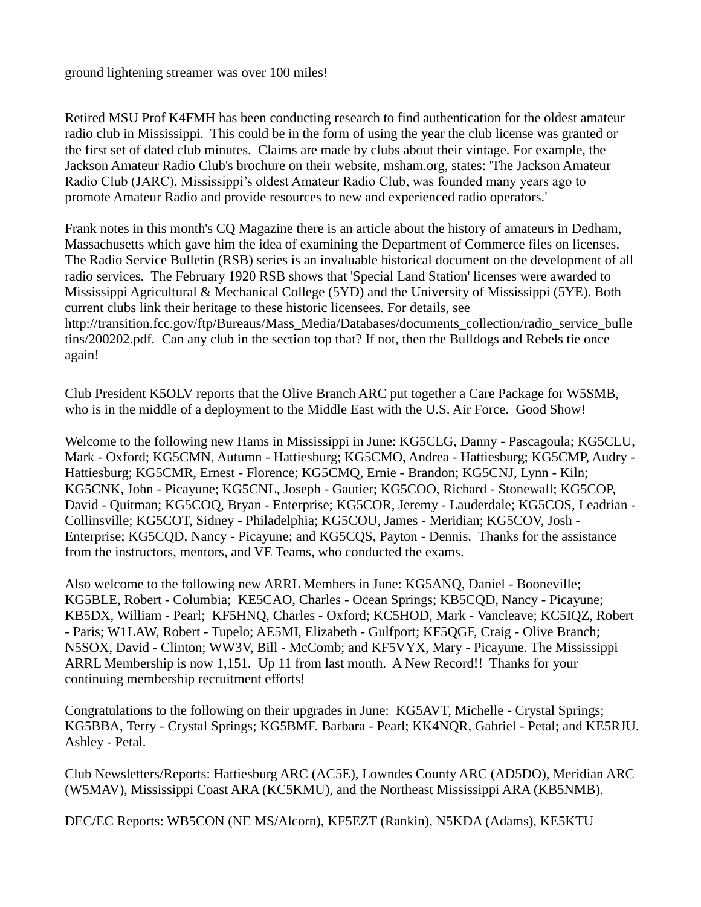ground lightening streamer was over 100 miles!

Retired MSU Prof K4FMH has been conducting research to find authentication for the oldest amateur radio club in Mississippi. This could be in the form of using the year the club license was granted or the first set of dated club minutes. Claims are made by clubs about their vintage. For example, the Jackson Amateur Radio Club's brochure on their website, msham.org, states: 'The Jackson Amateur Radio Club (JARC), Mississippi's oldest Amateur Radio Club, was founded many years ago to promote Amateur Radio and provide resources to new and experienced radio operators.'

Frank notes in this month's CQ Magazine there is an article about the history of amateurs in Dedham, Massachusetts which gave him the idea of examining the Department of Commerce files on licenses. The Radio Service Bulletin (RSB) series is an invaluable historical document on the development of all radio services. The February 1920 RSB shows that 'Special Land Station' licenses were awarded to Mississippi Agricultural & Mechanical College (5YD) and the University of Mississippi (5YE). Both current clubs link their heritage to these historic licensees. For details, see http://transition.fcc.gov/ftp/Bureaus/Mass_Media/Databases/documents_collection/radio_service_bulletins/200202.pdf. Can any club in the section top that? If not, then the Bulldogs and Rebels tie once again!

Club President K5OLV reports that the Olive Branch ARC put together a Care Package for W5SMB, who is in the middle of a deployment to the Middle East with the U.S. Air Force. Good Show!

Welcome to the following new Hams in Mississippi in June: KG5CLG, Danny - Pascagoula; KG5CLU, Mark - Oxford; KG5CMN, Autumn - Hattiesburg; KG5CMO, Andrea - Hattiesburg; KG5CMP, Audry - Hattiesburg; KG5CMR, Ernest - Florence; KG5CMQ, Ernie - Brandon; KG5CNJ, Lynn - Kiln; KG5CNK, John - Picayune; KG5CNL, Joseph - Gautier; KG5COO, Richard - Stonewall; KG5COP, David - Quitman; KG5COQ, Bryan - Enterprise; KG5COR, Jeremy - Lauderdale; KG5COS, Leadrian - Collinsville; KG5COT, Sidney - Philadelphia; KG5COU, James - Meridian; KG5COV, Josh - Enterprise; KG5CQD, Nancy - Picayune; and KG5CQS, Payton - Dennis. Thanks for the assistance from the instructors, mentors, and VE Teams, who conducted the exams.

Also welcome to the following new ARRL Members in June: KG5ANQ, Daniel - Booneville; KG5BLE, Robert - Columbia; KE5CAO, Charles - Ocean Springs; KB5CQD, Nancy - Picayune; KB5DX, William - Pearl; KF5HNQ, Charles - Oxford; KC5HOD, Mark - Vancleave; KC5IQZ, Robert - Paris; W1LAW, Robert - Tupelo; AE5MI, Elizabeth - Gulfport; KF5QGF, Craig - Olive Branch; N5SOX, David - Clinton; WW3V, Bill - McComb; and KF5VYX, Mary - Picayune. The Mississippi ARRL Membership is now 1,151. Up 11 from last month. A New Record!! Thanks for your continuing membership recruitment efforts!

Congratulations to the following on their upgrades in June: KG5AVT, Michelle - Crystal Springs; KG5BBA, Terry - Crystal Springs; KG5BMF. Barbara - Pearl; KK4NQR, Gabriel - Petal; and KE5RJU. Ashley - Petal.

Club Newsletters/Reports: Hattiesburg ARC (AC5E), Lowndes County ARC (AD5DO), Meridian ARC (W5MAV), Mississippi Coast ARA (KC5KMU), and the Northeast Mississippi ARA (KB5NMB).

DEC/EC Reports: WB5CON (NE MS/Alcorn), KF5EZT (Rankin), N5KDA (Adams), KE5KTU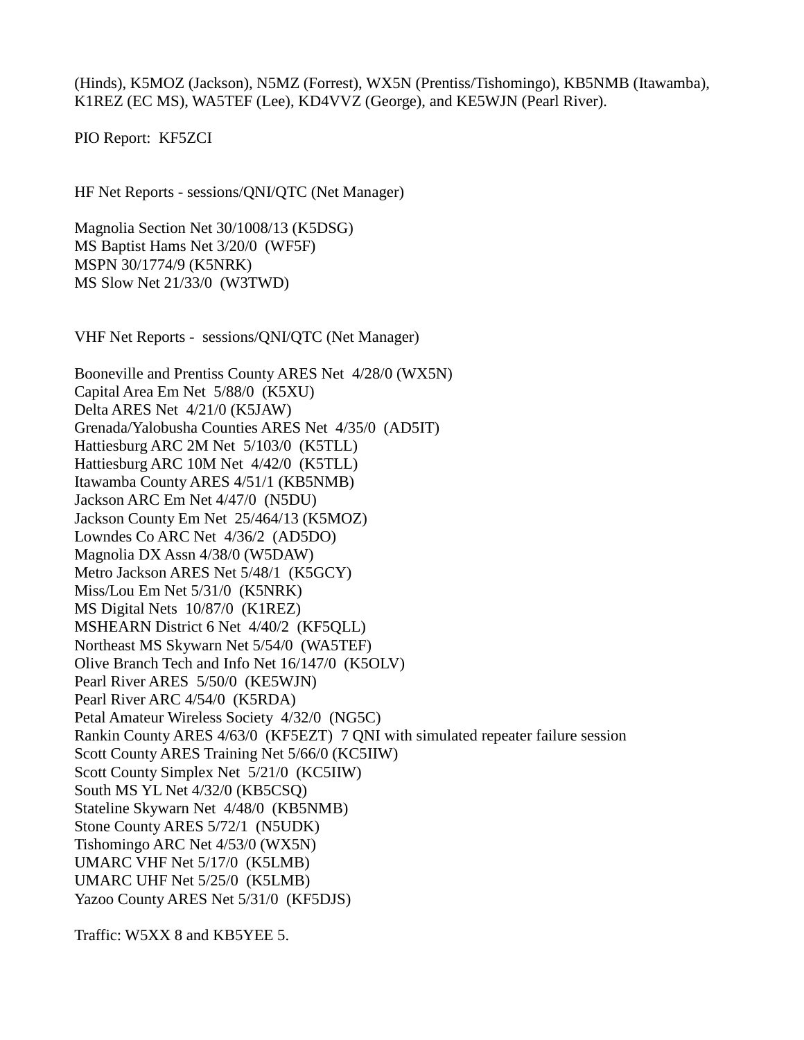(Hinds), K5MOZ (Jackson), N5MZ (Forrest), WX5N (Prentiss/Tishomingo), KB5NMB (Itawamba), K1REZ (EC MS), WA5TEF (Lee), KD4VVZ (George), and KE5WJN (Pearl River).

PIO Report:  KF5ZCI

HF Net Reports - sessions/QNI/QTC (Net Manager)

Magnolia Section Net 30/1008/13 (K5DSG)
MS Baptist Hams Net 3/20/0  (WF5F)
MSPN 30/1774/9 (K5NRK)
MS Slow Net 21/33/0  (W3TWD)

VHF Net Reports -  sessions/QNI/QTC (Net Manager)

Booneville and Prentiss County ARES Net  4/28/0 (WX5N)
Capital Area Em Net  5/88/0  (K5XU)
Delta ARES Net  4/21/0 (K5JAW)
Grenada/Yalobusha Counties ARES Net  4/35/0  (AD5IT)
Hattiesburg ARC 2M Net  5/103/0  (K5TLL)
Hattiesburg ARC 10M Net  4/42/0  (K5TLL)
Itawamba County ARES 4/51/1 (KB5NMB)
Jackson ARC Em Net 4/47/0  (N5DU)
Jackson County Em Net  25/464/13 (K5MOZ)
Lowndes Co ARC Net  4/36/2  (AD5DO)
Magnolia DX Assn 4/38/0 (W5DAW)
Metro Jackson ARES Net 5/48/1  (K5GCY)
Miss/Lou Em Net 5/31/0  (K5NRK)
MS Digital Nets  10/87/0  (K1REZ)
MSHEARN District 6 Net  4/40/2  (KF5QLL)
Northeast MS Skywarn Net 5/54/0  (WA5TEF)
Olive Branch Tech and Info Net 16/147/0  (K5OLV)
Pearl River ARES  5/50/0  (KE5WJN)
Pearl River ARC 4/54/0  (K5RDA)
Petal Amateur Wireless Society  4/32/0  (NG5C)
Rankin County ARES 4/63/0  (KF5EZT)  7 QNI with simulated repeater failure session
Scott County ARES Training Net 5/66/0 (KC5IIW)
Scott County Simplex Net  5/21/0  (KC5IIW)
South MS YL Net 4/32/0 (KB5CSQ)
Stateline Skywarn Net  4/48/0  (KB5NMB)
Stone County ARES 5/72/1  (N5UDK)
Tishomingo ARC Net 4/53/0 (WX5N)
UMARC VHF Net 5/17/0  (K5LMB)
UMARC UHF Net 5/25/0  (K5LMB)
Yazoo County ARES Net 5/31/0  (KF5DJS)

Traffic: W5XX 8 and KB5YEE 5.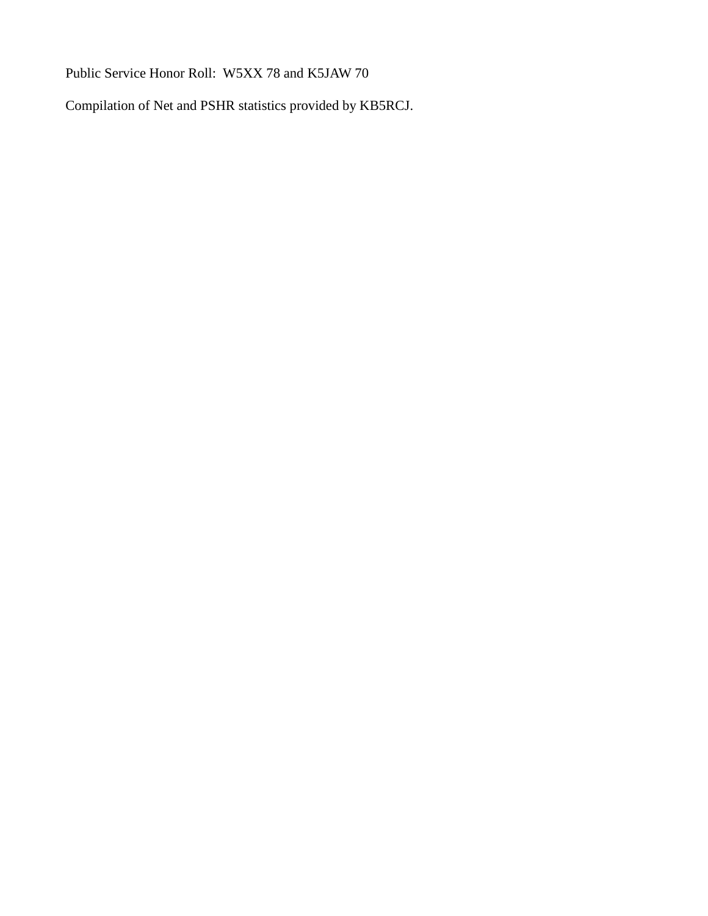Public Service Honor Roll:  W5XX 78 and K5JAW 70

Compilation of Net and PSHR statistics provided by KB5RCJ.